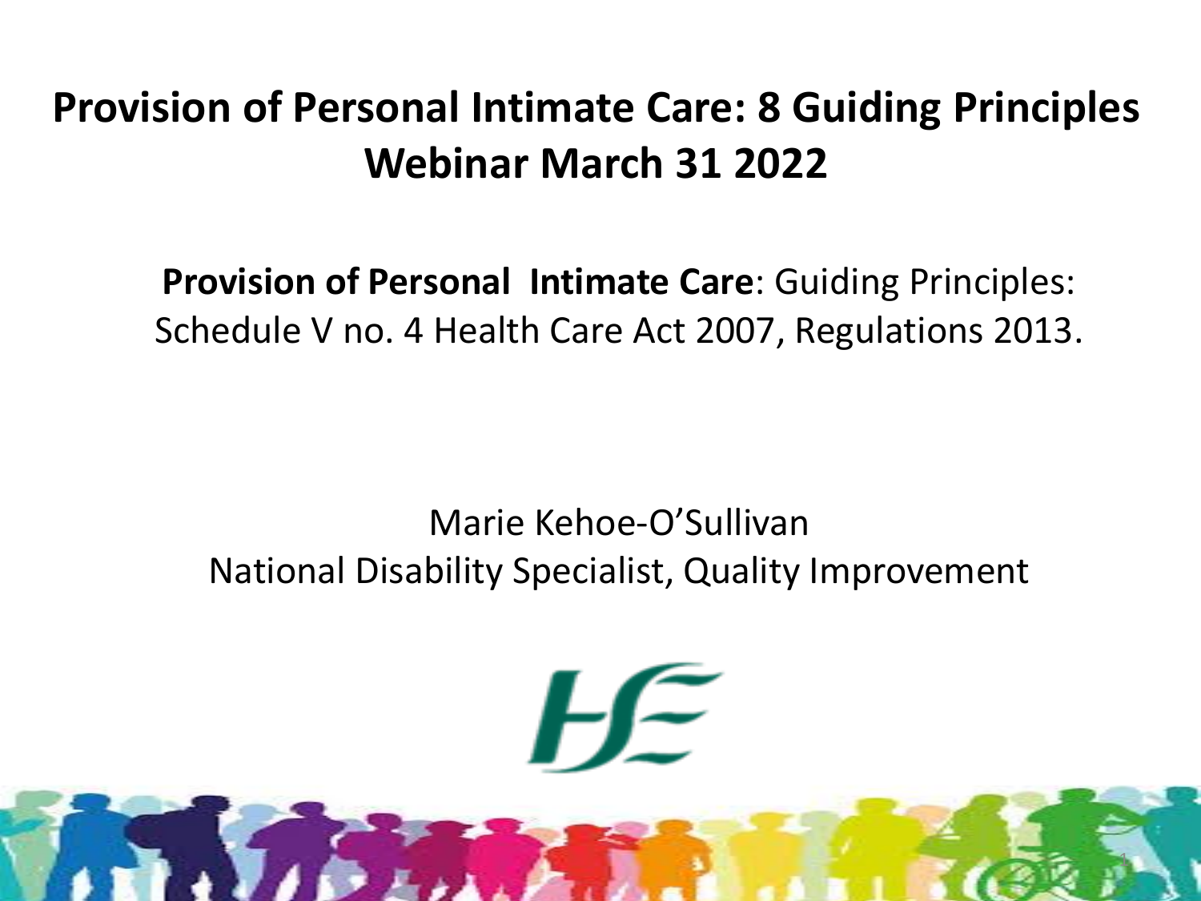# Provision of Personal Intimate Care: 8 Guiding Principles Webinar March 31 2022

**Provision of Personal Intimate Care**: Guiding Principles: Schedule V no. 4 Health Care Act 2007, Regulations 2013.

Marie Kehoe-O'Sullivan
National Disability Specialist, Quality Improvement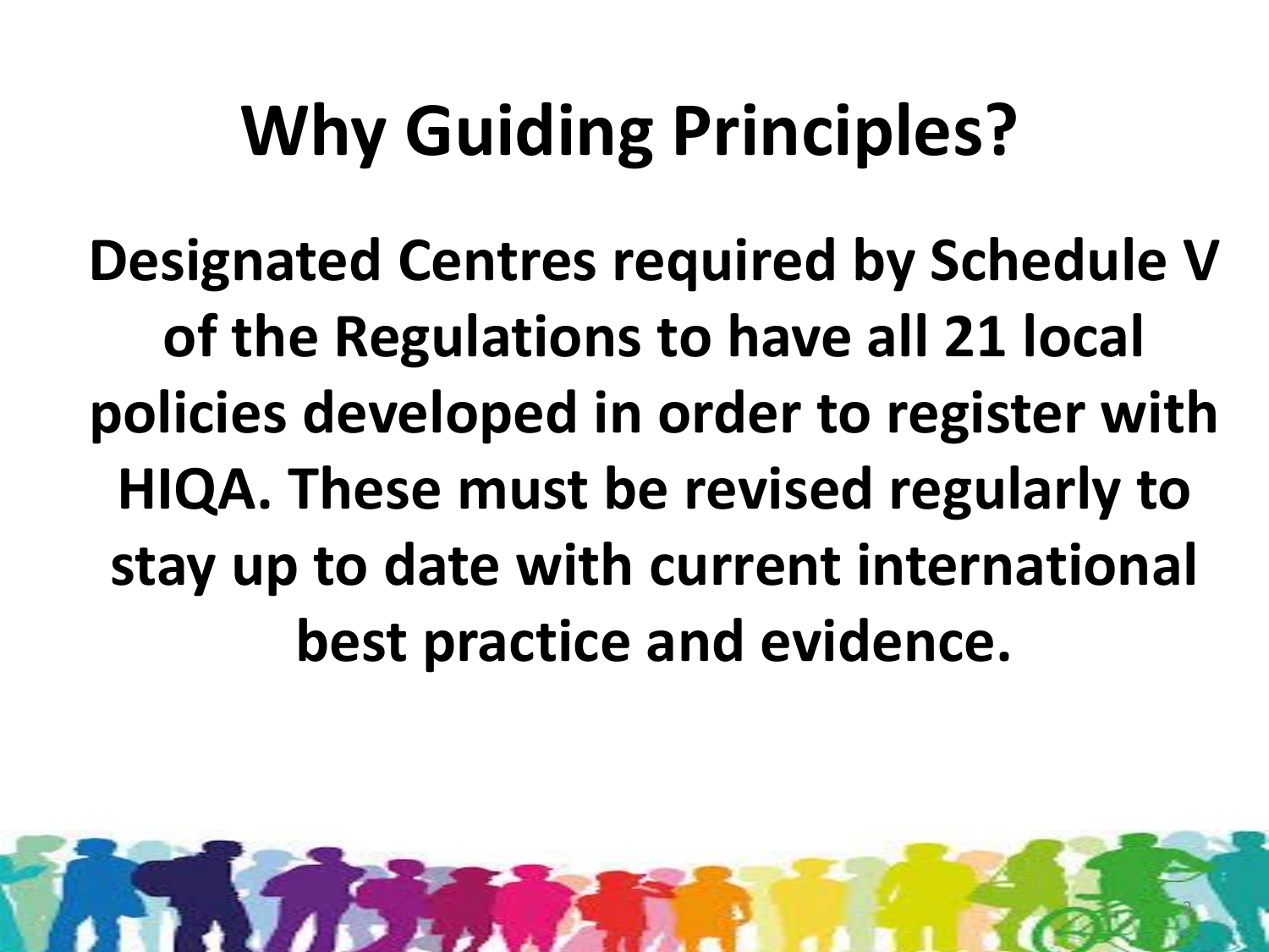# Why Guiding Principles?

**Designated Centres required by Schedule V of the Regulations to have all 21 local policies developed in order to register with HIQA. These must be revised regularly to stay up to date with current international best practice and evidence.**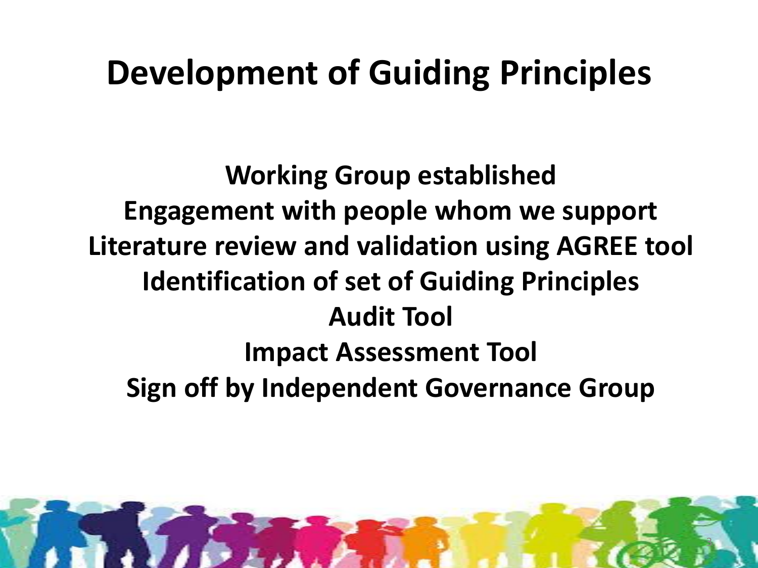# Development of Guiding Principles

**Working Group established**
**Engagement with people whom we support**
**Literature review and validation using AGREE tool**
**Identification of set of Guiding Principles**
**Audit Tool**
**Impact Assessment Tool**
**Sign off by Independent Governance Group**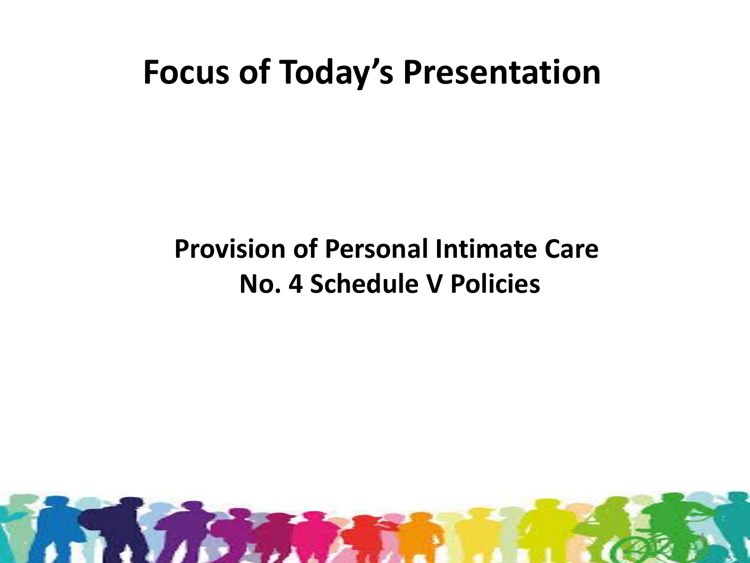# Focus of Today's Presentation

**Provision of Personal Intimate Care**
**No. 4 Schedule V Policies**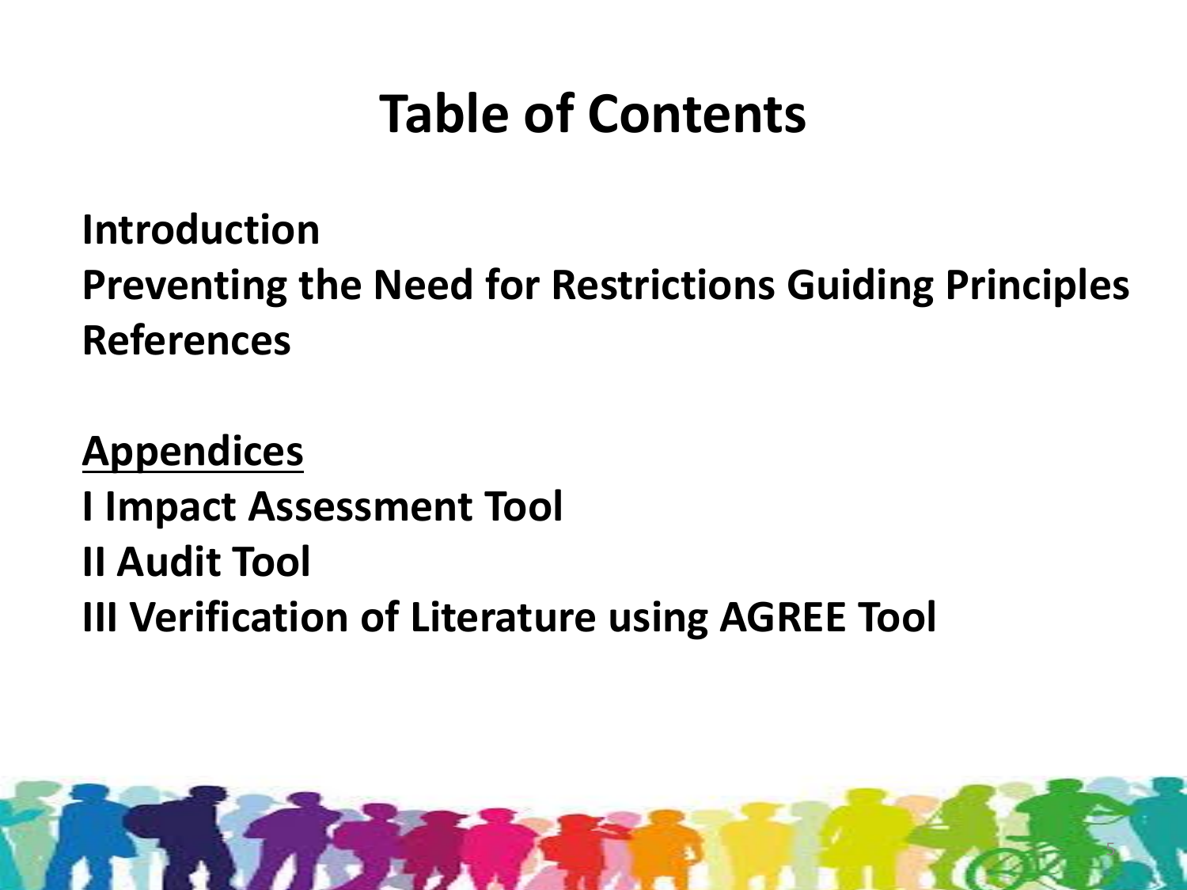# Table of Contents

**Introduction**
**Preventing the Need for Restrictions Guiding Principles**
**References**

**<u>Appendices</u>**
**I Impact Assessment Tool**
**II Audit Tool**
**III Verification of Literature using AGREE Tool**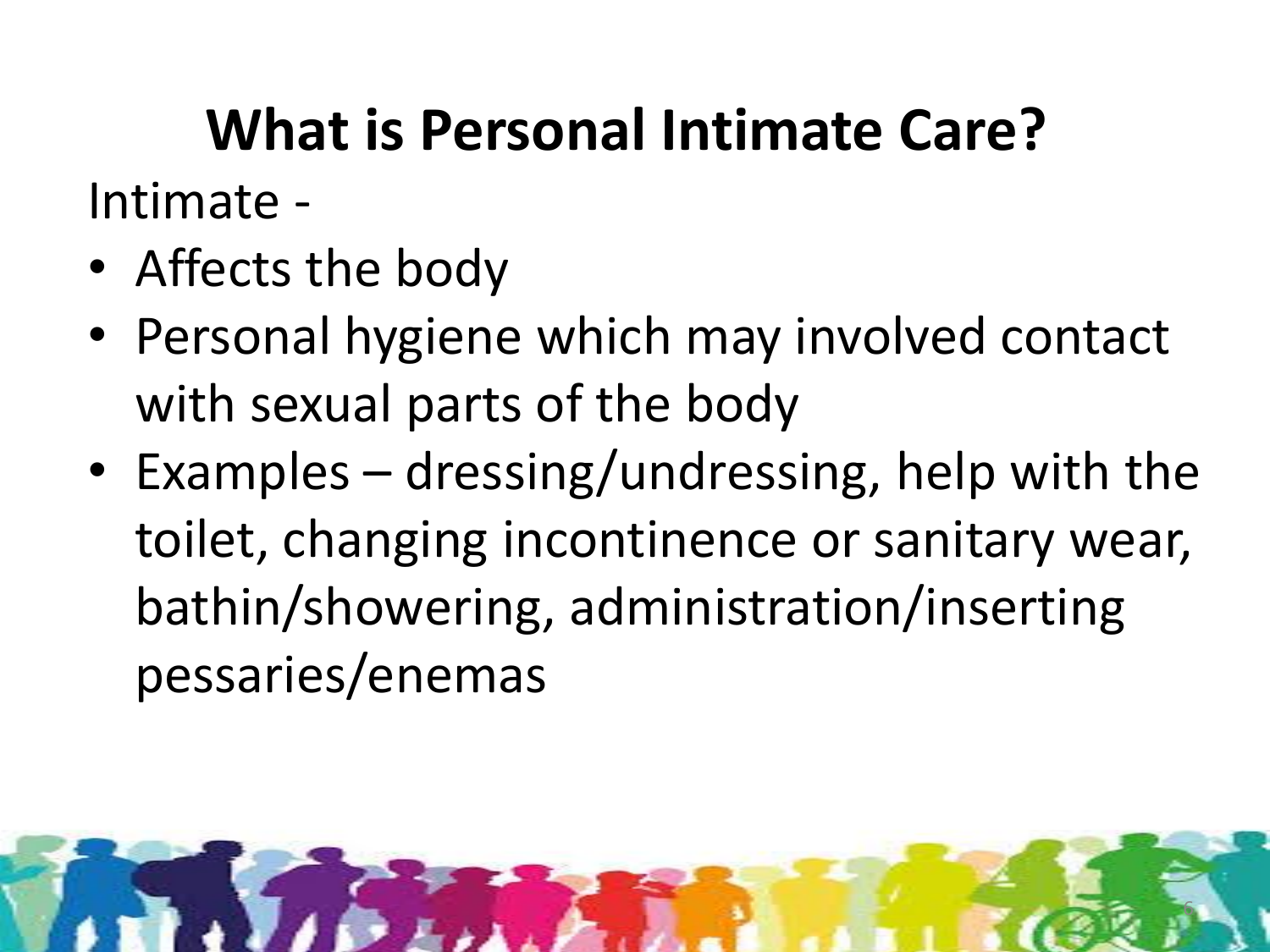# What is Personal Intimate Care?

Intimate -

- Affects the body
- Personal hygiene which may involved contact with sexual parts of the body
- Examples – dressing/undressing, help with the toilet, changing incontinence or sanitary wear, bathin/showering, administration/inserting pessaries/enemas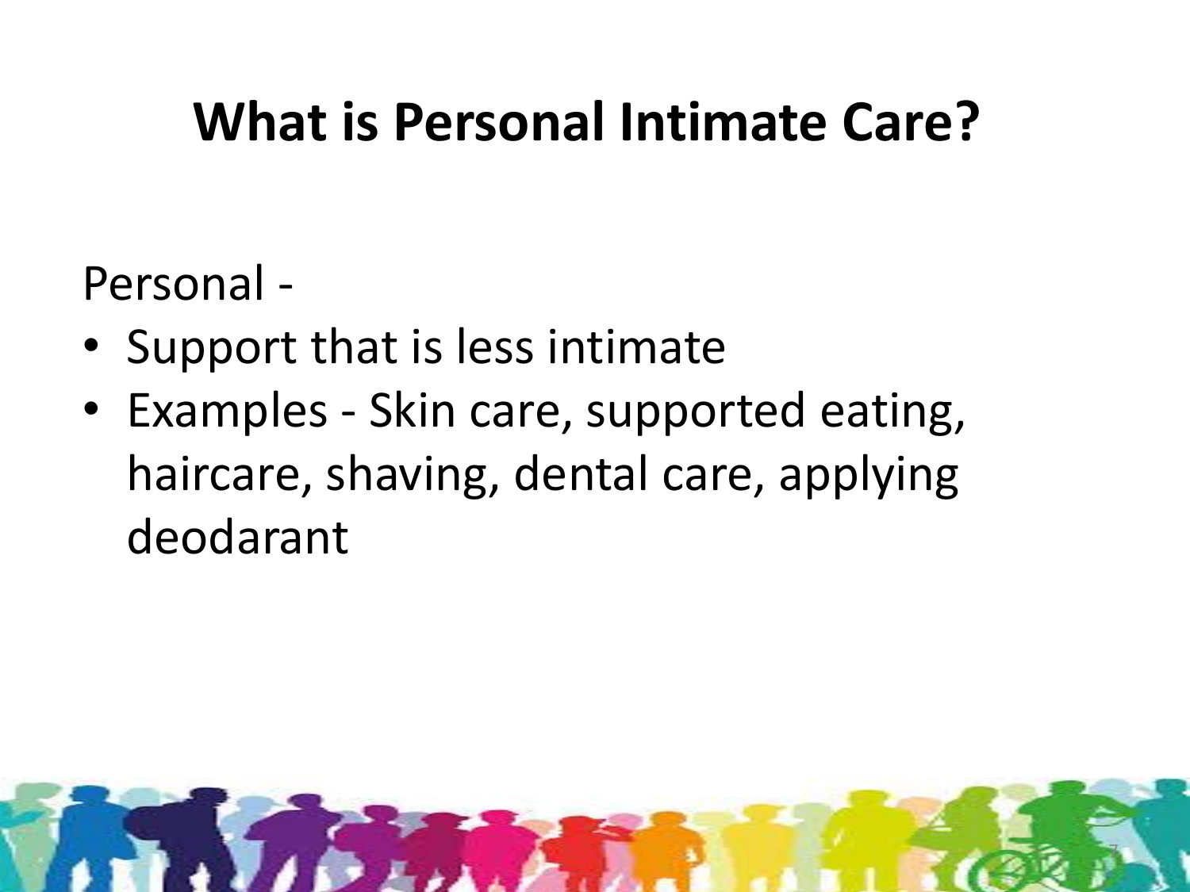# What is Personal Intimate Care?

Personal -

- Support that is less intimate
- Examples - Skin care, supported eating, haircare, shaving, dental care, applying deodarant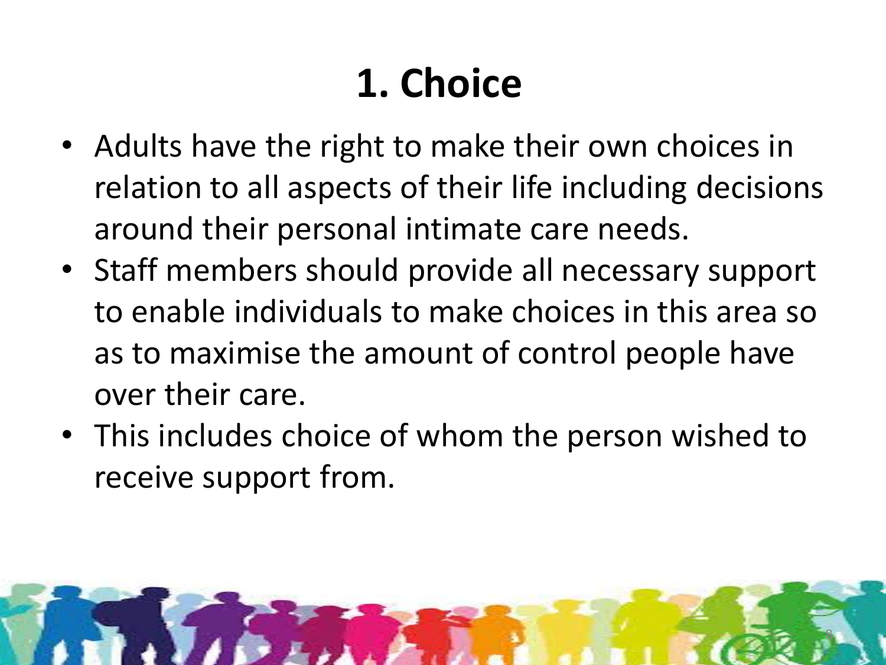# 1. Choice

- Adults have the right to make their own choices in relation to all aspects of their life including decisions around their personal intimate care needs.
- Staff members should provide all necessary support to enable individuals to make choices in this area so as to maximise the amount of control people have over their care.
- This includes choice of whom the person wished to receive support from.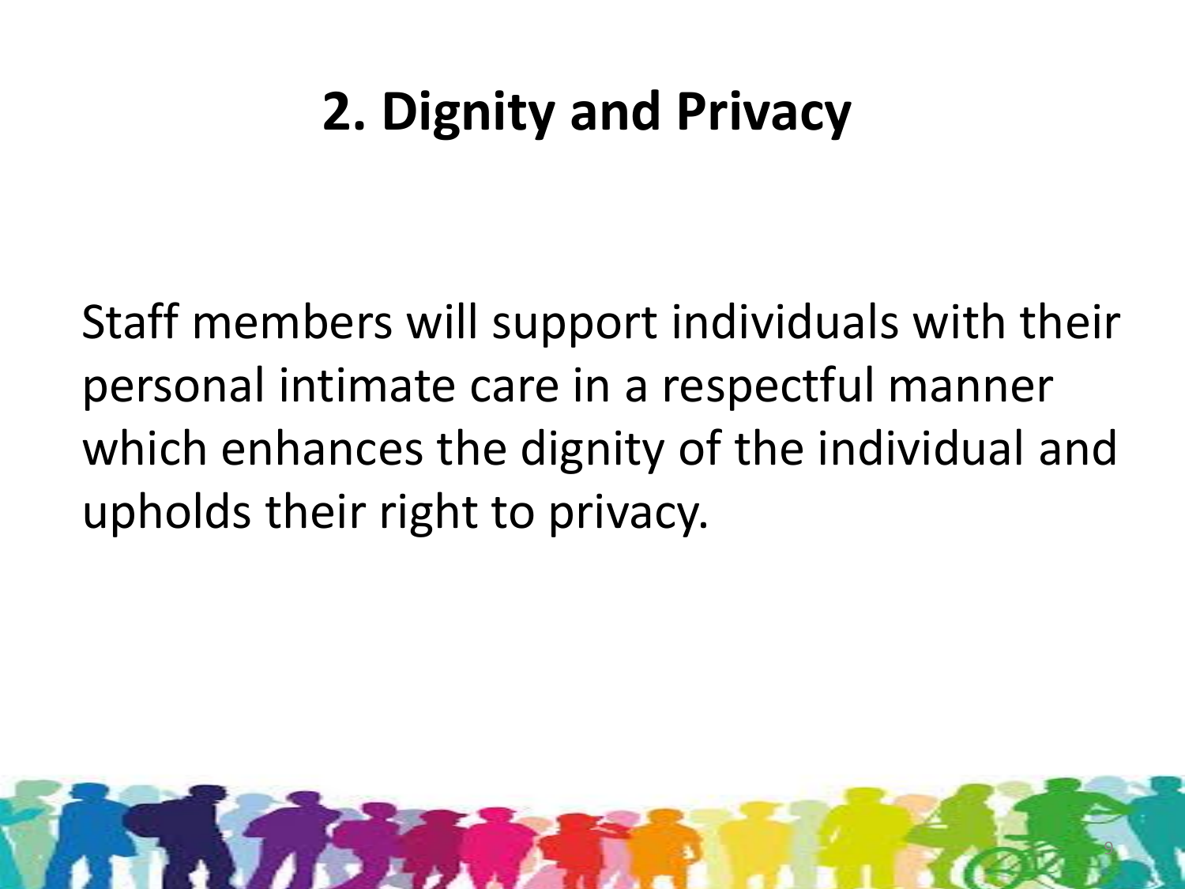# 2. Dignity and Privacy

Staff members will support individuals with their personal intimate care in a respectful manner which enhances the dignity of the individual and upholds their right to privacy.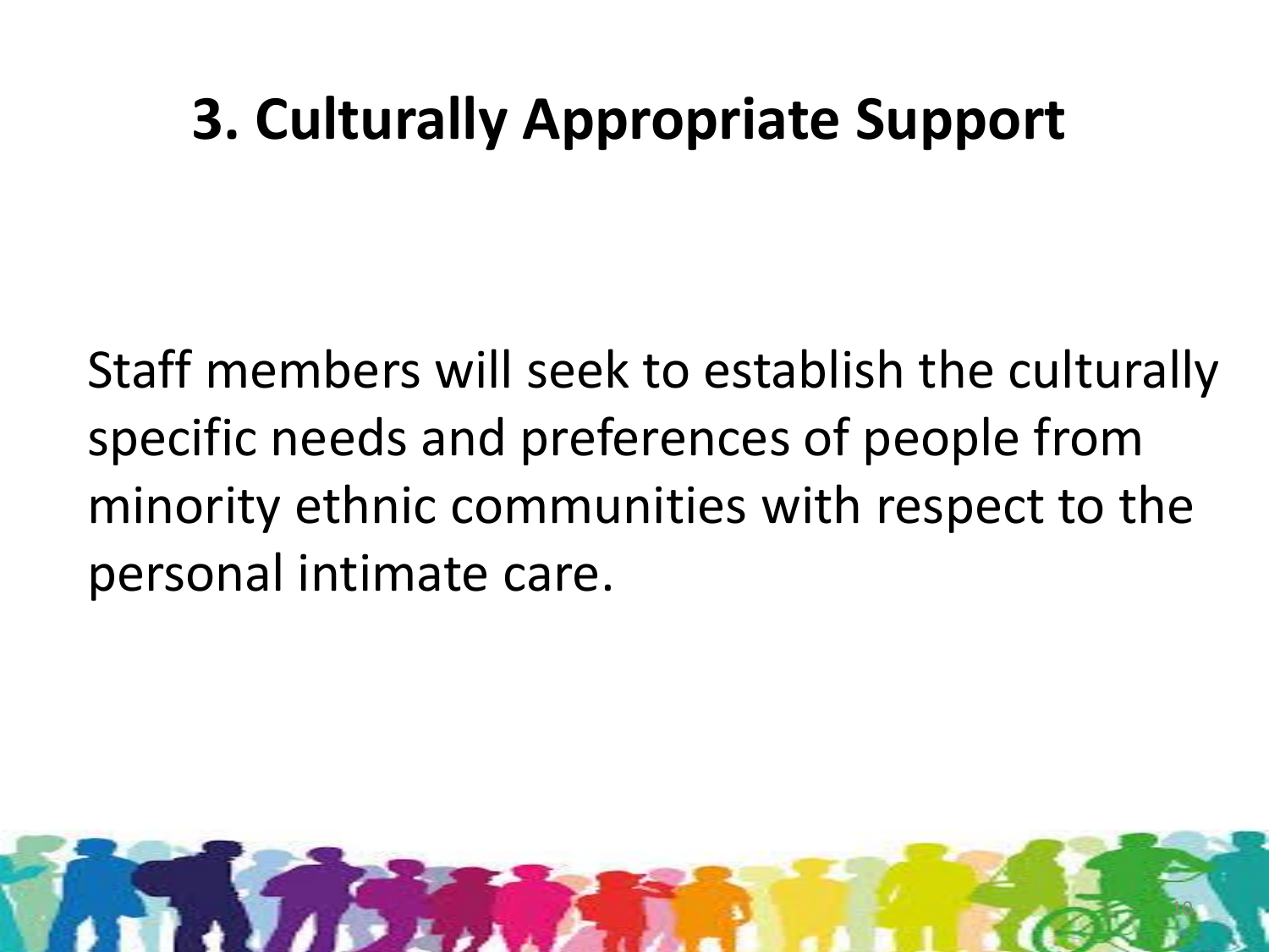# 3. Culturally Appropriate Support

Staff members will seek to establish the culturally specific needs and preferences of people from minority ethnic communities with respect to the personal intimate care.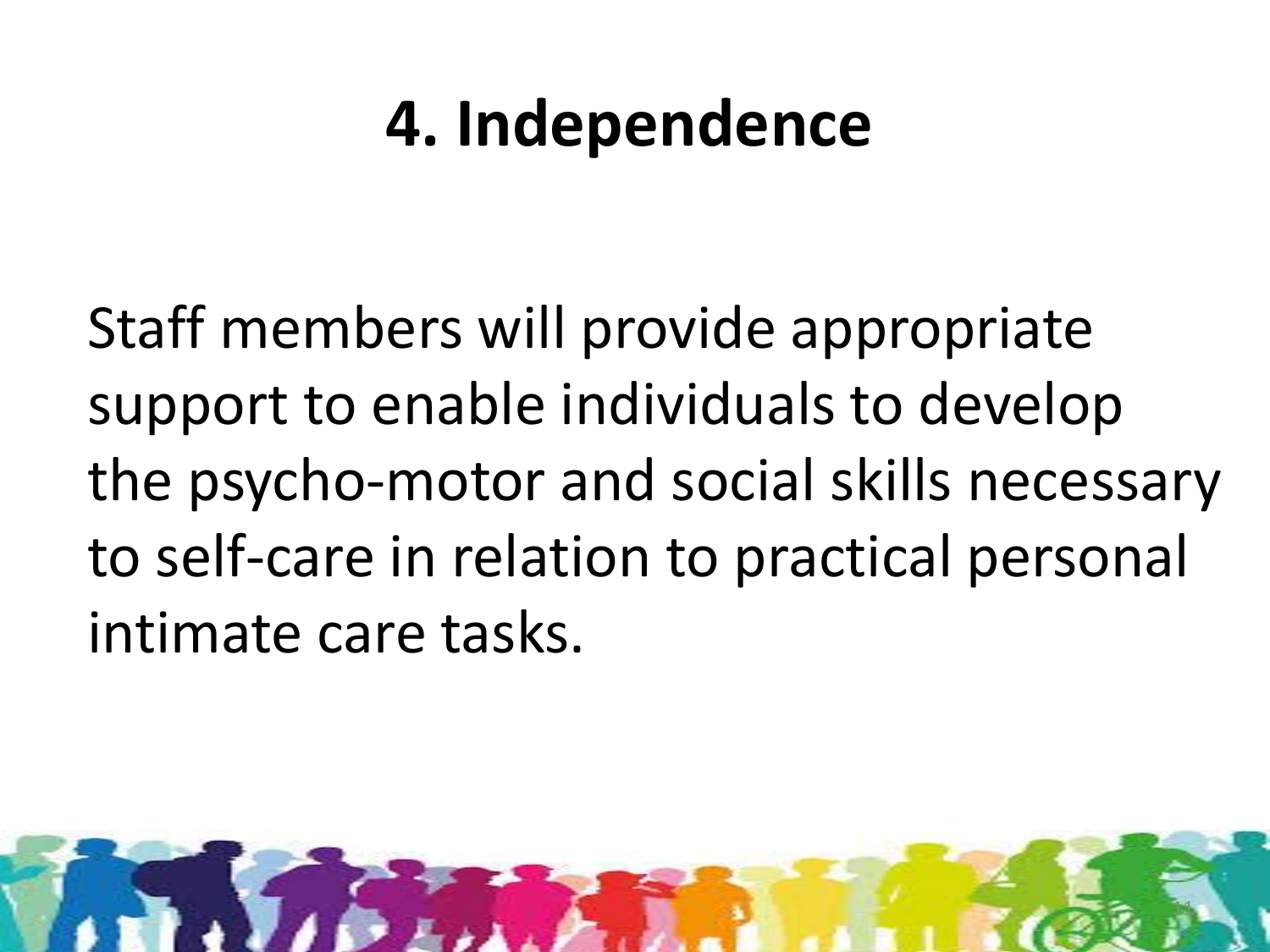# 4. Independence

Staff members will provide appropriate support to enable individuals to develop the psycho-motor and social skills necessary to self-care in relation to practical personal intimate care tasks.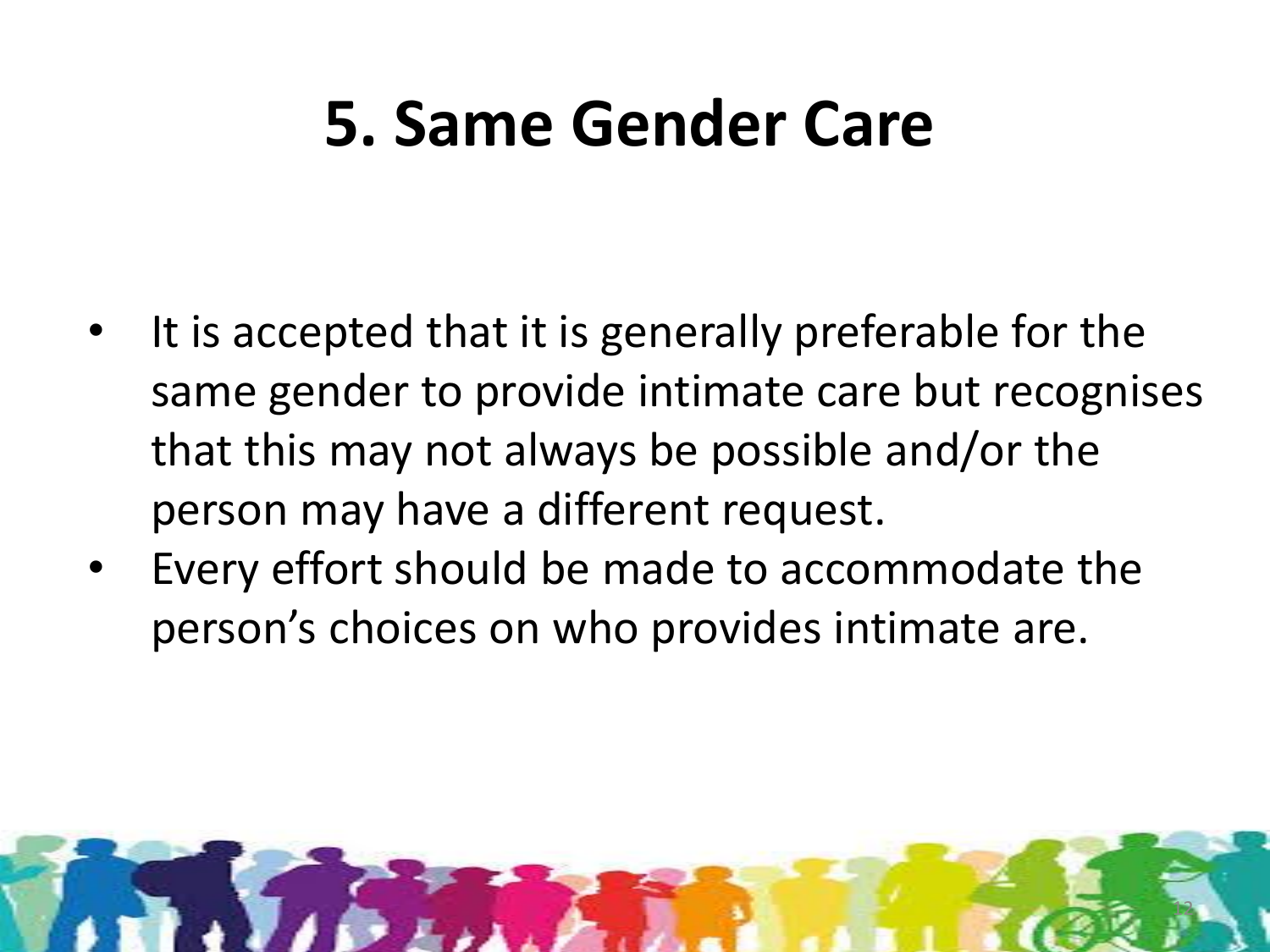# 5. Same Gender Care

- It is accepted that it is generally preferable for the same gender to provide intimate care but recognises that this may not always be possible and/or the person may have a different request.
- Every effort should be made to accommodate the person's choices on who provides intimate are.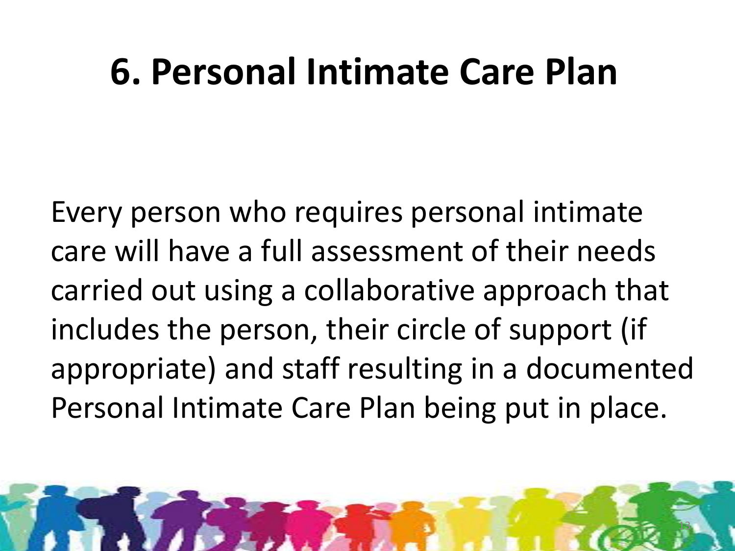# 6. Personal Intimate Care Plan

Every person who requires personal intimate care will have a full assessment of their needs carried out using a collaborative approach that includes the person, their circle of support (if appropriate) and staff resulting in a documented Personal Intimate Care Plan being put in place.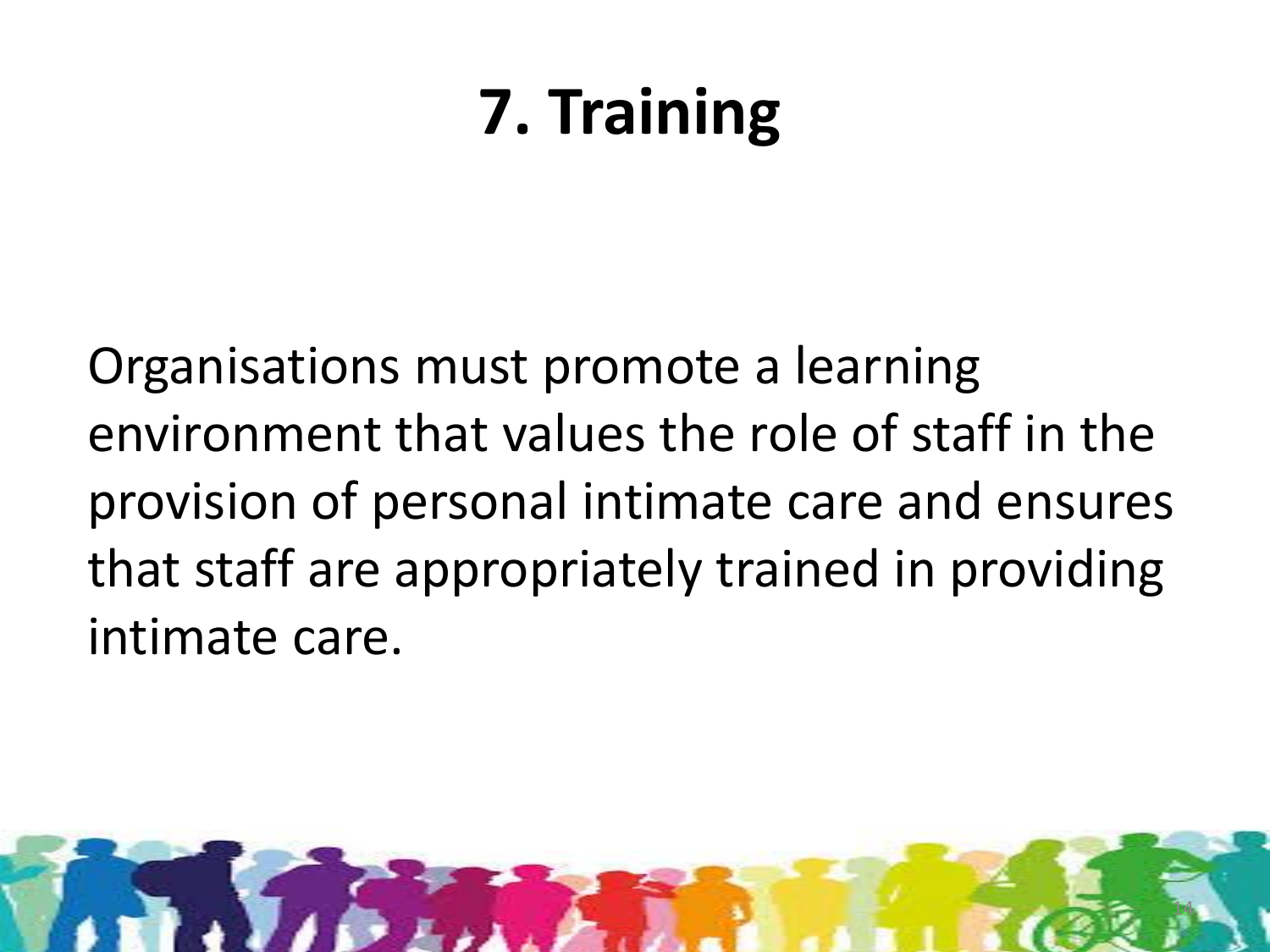# 7. Training

Organisations must promote a learning environment that values the role of staff in the provision of personal intimate care and ensures that staff are appropriately trained in providing intimate care.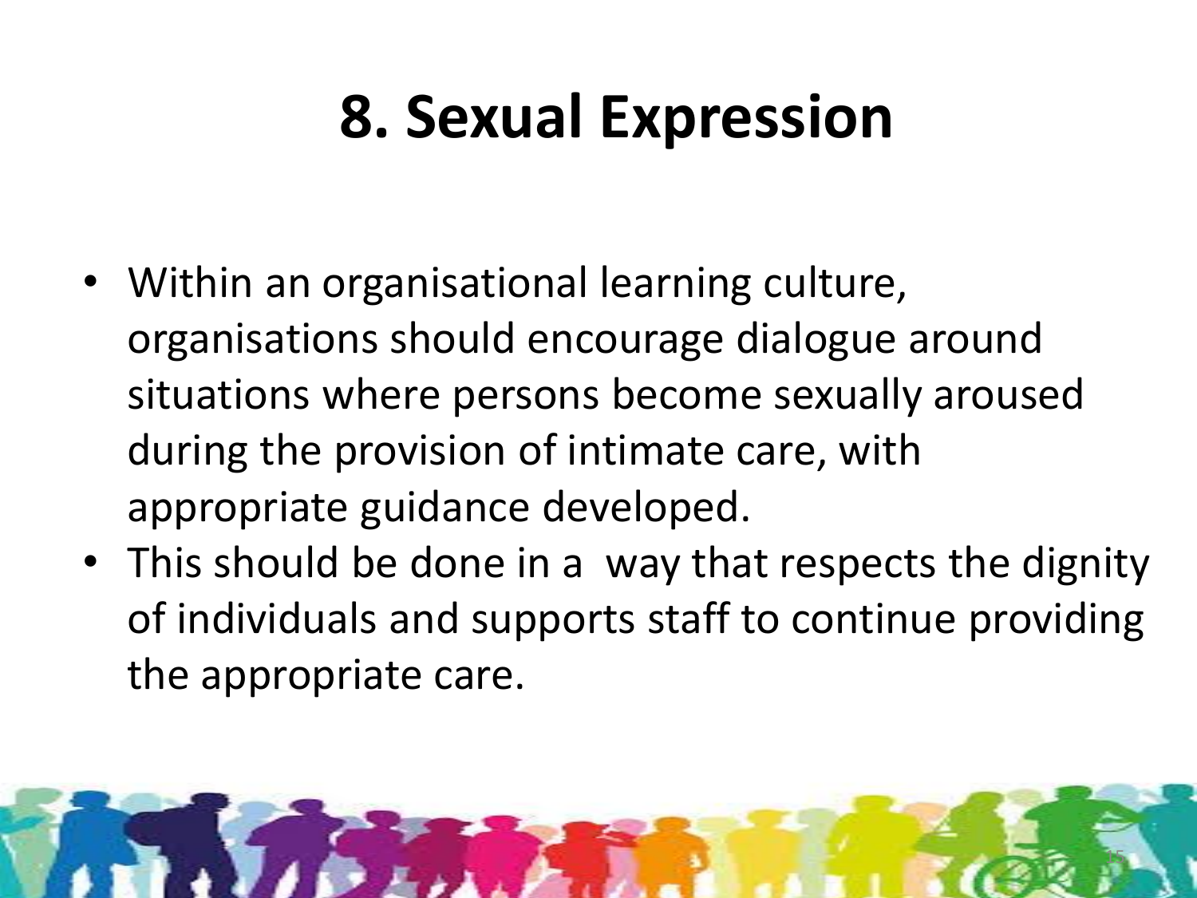# 8. Sexual Expression

- Within an organisational learning culture, organisations should encourage dialogue around situations where persons become sexually aroused during the provision of intimate care, with appropriate guidance developed.
- This should be done in a way that respects the dignity of individuals and supports staff to continue providing the appropriate care.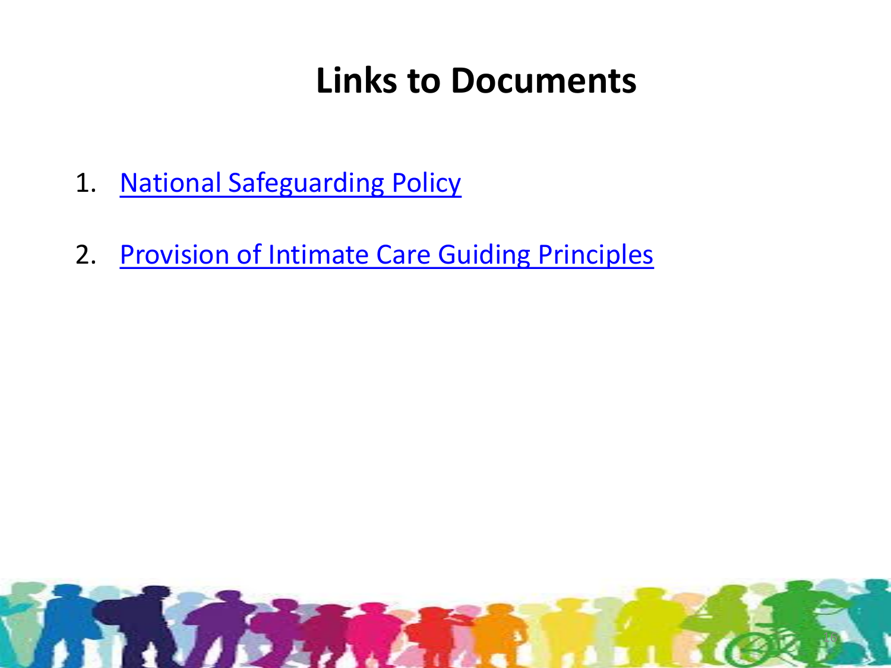# Links to Documents

1. National Safeguarding Policy
2. Provision of Intimate Care Guiding Principles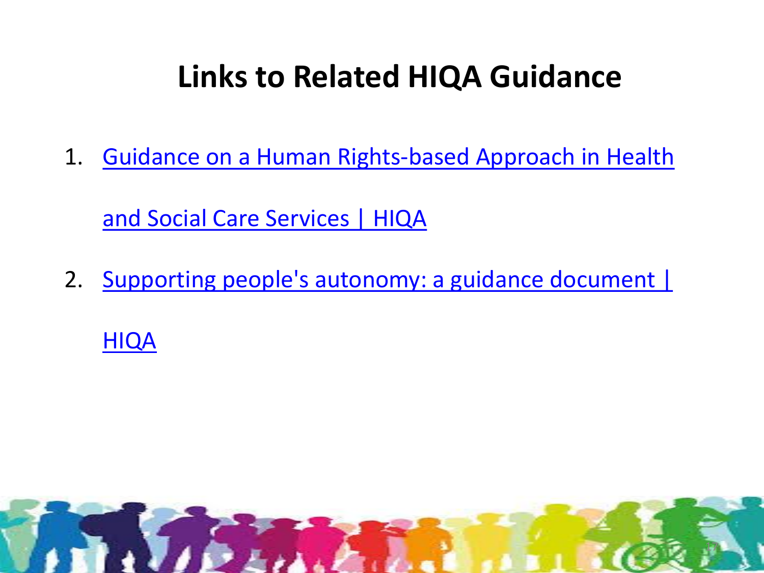# Links to Related HIQA Guidance

1. Guidance on a Human Rights-based Approach in Health and Social Care Services | HIQA
2. Supporting people's autonomy: a guidance document | HIQA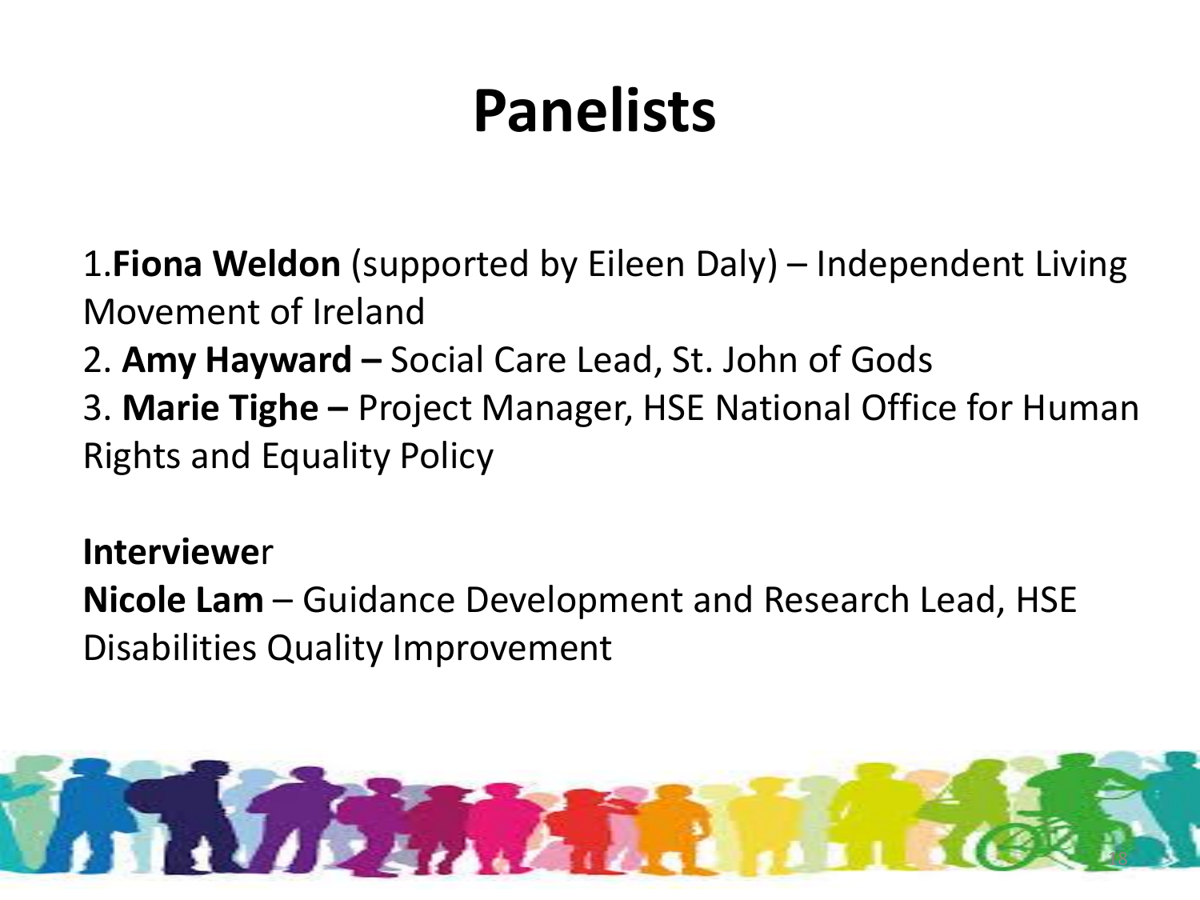# Panelists

1. **Fiona Weldon** (supported by Eileen Daly) – Independent Living Movement of Ireland
2. **Amy Hayward –** Social Care Lead, St. John of Gods
3. **Marie Tighe –** Project Manager, HSE National Office for Human Rights and Equality Policy

**Interviewe**r

**Nicole Lam** – Guidance Development and Research Lead, HSE Disabilities Quality Improvement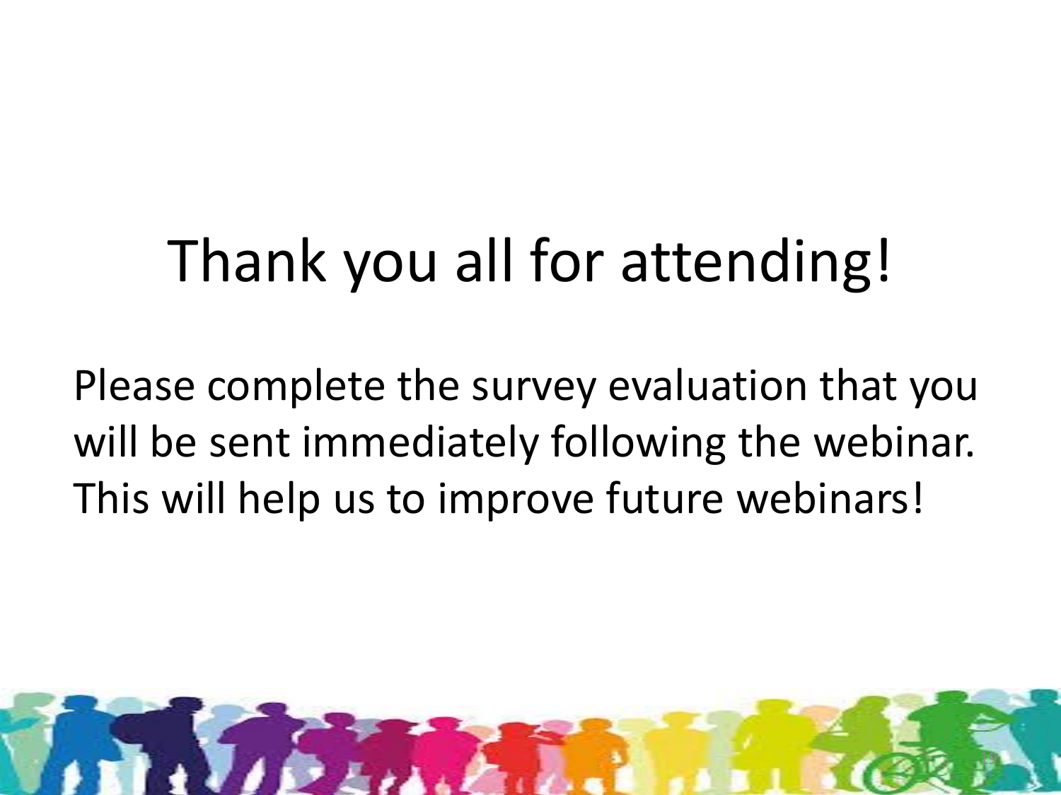# Thank you all for attending!

Please complete the survey evaluation that you will be sent immediately following the webinar. This will help us to improve future webinars!